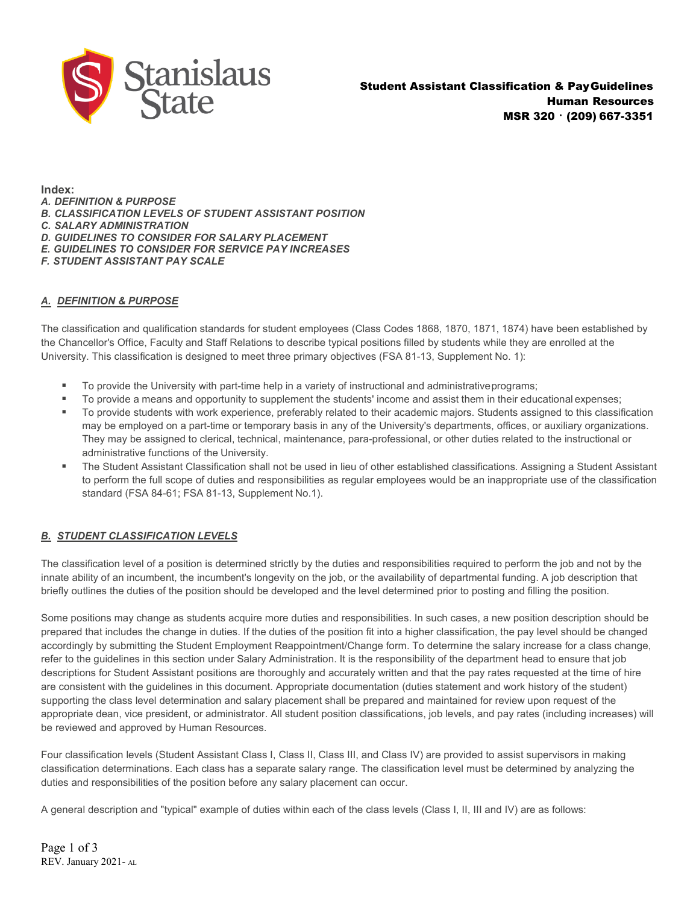**Student Assistant Classification & Pay Guidelines**
**Human Resources**
**MSR 320 · (209) 667-3351**

**Index:**
*A. DEFINITION & PURPOSE*
*B. CLASSIFICATION LEVELS OF STUDENT ASSISTANT POSITION*
*C. SALARY ADMINISTRATION*
*D. GUIDELINES TO CONSIDER FOR SALARY PLACEMENT*
*E. GUIDELINES TO CONSIDER FOR SERVICE PAY INCREASES*
*F. STUDENT ASSISTANT PAY SCALE*

## *A. DEFINITION & PURPOSE*

The classification and qualification standards for student employees (Class Codes 1868, 1870, 1871, 1874) have been established by the Chancellor's Office, Faculty and Staff Relations to describe typical positions filled by students while they are enrolled at the University. This classification is designed to meet three primary objectives (FSA 81-13, Supplement No. 1):

- To provide the University with part-time help in a variety of instructional and administrative programs;
- To provide a means and opportunity to supplement the students' income and assist them in their educational expenses;
- To provide students with work experience, preferably related to their academic majors. Students assigned to this classification may be employed on a part-time or temporary basis in any of the University's departments, offices, or auxiliary organizations. They may be assigned to clerical, technical, maintenance, para-professional, or other duties related to the instructional or administrative functions of the University.
- The Student Assistant Classification shall not be used in lieu of other established classifications. Assigning a Student Assistant to perform the full scope of duties and responsibilities as regular employees would be an inappropriate use of the classification standard (FSA 84-61; FSA 81-13, Supplement No.1).

## *B. STUDENT CLASSIFICATION LEVELS*

The classification level of a position is determined strictly by the duties and responsibilities required to perform the job and not by the innate ability of an incumbent, the incumbent's longevity on the job, or the availability of departmental funding. A job description that briefly outlines the duties of the position should be developed and the level determined prior to posting and filling the position.

Some positions may change as students acquire more duties and responsibilities. In such cases, a new position description should be prepared that includes the change in duties. If the duties of the position fit into a higher classification, the pay level should be changed accordingly by submitting the Student Employment Reappointment/Change form. To determine the salary increase for a class change, refer to the guidelines in this section under Salary Administration. It is the responsibility of the department head to ensure that job descriptions for Student Assistant positions are thoroughly and accurately written and that the pay rates requested at the time of hire are consistent with the guidelines in this document. Appropriate documentation (duties statement and work history of the student) supporting the class level determination and salary placement shall be prepared and maintained for review upon request of the appropriate dean, vice president, or administrator. All student position classifications, job levels, and pay rates (including increases) will be reviewed and approved by Human Resources.

Four classification levels (Student Assistant Class I, Class II, Class III, and Class IV) are provided to assist supervisors in making classification determinations. Each class has a separate salary range. The classification level must be determined by analyzing the duties and responsibilities of the position before any salary placement can occur.

A general description and "typical" example of duties within each of the class levels (Class I, II, III and IV) are as follows: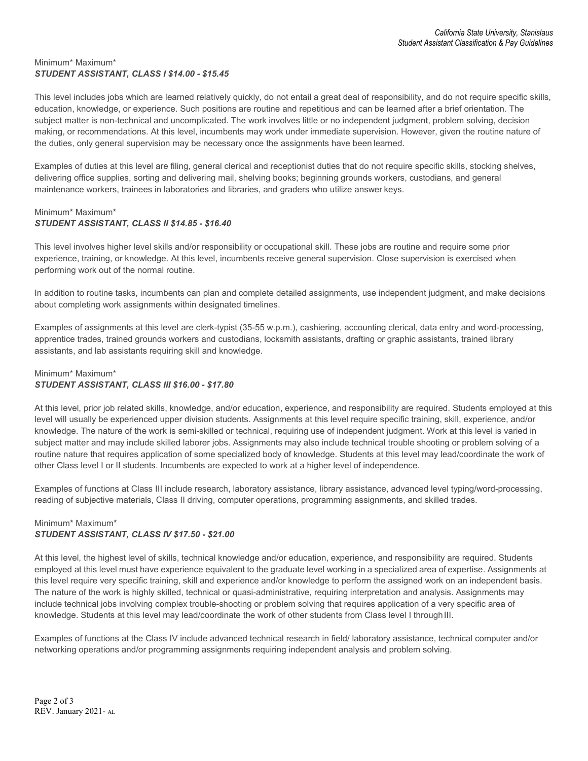Minimum* Maximum*
***STUDENT ASSISTANT, CLASS I $14.00 - $15.45***

This level includes jobs which are learned relatively quickly, do not entail a great deal of responsibility, and do not require specific skills, education, knowledge, or experience. Such positions are routine and repetitious and can be learned after a brief orientation. The subject matter is non-technical and uncomplicated. The work involves little or no independent judgment, problem solving, decision making, or recommendations. At this level, incumbents may work under immediate supervision. However, given the routine nature of the duties, only general supervision may be necessary once the assignments have been learned.

Examples of duties at this level are filing, general clerical and receptionist duties that do not require specific skills, stocking shelves, delivering office supplies, sorting and delivering mail, shelving books; beginning grounds workers, custodians, and general maintenance workers, trainees in laboratories and libraries, and graders who utilize answer keys.

Minimum* Maximum*
***STUDENT ASSISTANT, CLASS II $14.85 - $16.40***

This level involves higher level skills and/or responsibility or occupational skill. These jobs are routine and require some prior experience, training, or knowledge. At this level, incumbents receive general supervision. Close supervision is exercised when performing work out of the normal routine.

In addition to routine tasks, incumbents can plan and complete detailed assignments, use independent judgment, and make decisions about completing work assignments within designated timelines.

Examples of assignments at this level are clerk-typist (35-55 w.p.m.), cashiering, accounting clerical, data entry and word-processing, apprentice trades, trained grounds workers and custodians, locksmith assistants, drafting or graphic assistants, trained library assistants, and lab assistants requiring skill and knowledge.

Minimum* Maximum*
***STUDENT ASSISTANT, CLASS III $16.00 - $17.80***

At this level, prior job related skills, knowledge, and/or education, experience, and responsibility are required. Students employed at this level will usually be experienced upper division students. Assignments at this level require specific training, skill, experience, and/or knowledge. The nature of the work is semi-skilled or technical, requiring use of independent judgment. Work at this level is varied in subject matter and may include skilled laborer jobs. Assignments may also include technical trouble shooting or problem solving of a routine nature that requires application of some specialized body of knowledge. Students at this level may lead/coordinate the work of other Class level I or II students. Incumbents are expected to work at a higher level of independence.

Examples of functions at Class III include research, laboratory assistance, library assistance, advanced level typing/word-processing, reading of subjective materials, Class II driving, computer operations, programming assignments, and skilled trades.

Minimum* Maximum*
***STUDENT ASSISTANT, CLASS IV $17.50 - $21.00***

At this level, the highest level of skills, technical knowledge and/or education, experience, and responsibility are required. Students employed at this level must have experience equivalent to the graduate level working in a specialized area of expertise. Assignments at this level require very specific training, skill and experience and/or knowledge to perform the assigned work on an independent basis. The nature of the work is highly skilled, technical or quasi-administrative, requiring interpretation and analysis. Assignments may include technical jobs involving complex trouble-shooting or problem solving that requires application of a very specific area of knowledge. Students at this level may lead/coordinate the work of other students from Class level I through III.

Examples of functions at the Class IV include advanced technical research in field/ laboratory assistance, technical computer and/or networking operations and/or programming assignments requiring independent analysis and problem solving.

REV. January 2021- AL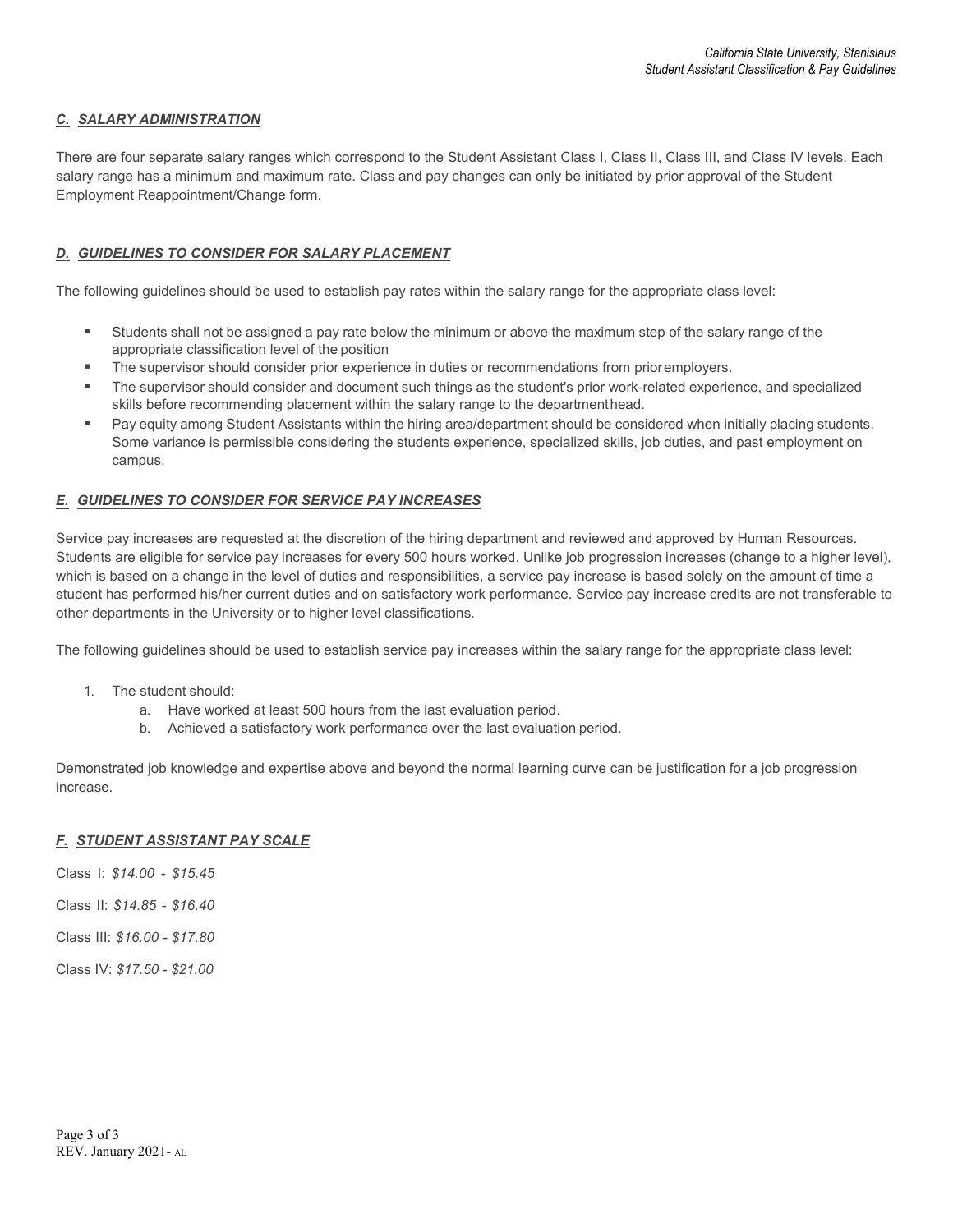## *C. SALARY ADMINISTRATION*

There are four separate salary ranges which correspond to the Student Assistant Class I, Class II, Class III, and Class IV levels. Each salary range has a minimum and maximum rate. Class and pay changes can only be initiated by prior approval of the Student Employment Reappointment/Change form.

## *D. GUIDELINES TO CONSIDER FOR SALARY PLACEMENT*

The following guidelines should be used to establish pay rates within the salary range for the appropriate class level:

- Students shall not be assigned a pay rate below the minimum or above the maximum step of the salary range of the appropriate classification level of the position
- The supervisor should consider prior experience in duties or recommendations from prior employers.
- The supervisor should consider and document such things as the student's prior work-related experience, and specialized skills before recommending placement within the salary range to the department head.
- Pay equity among Student Assistants within the hiring area/department should be considered when initially placing students. Some variance is permissible considering the students experience, specialized skills, job duties, and past employment on campus.

## *E. GUIDELINES TO CONSIDER FOR SERVICE PAY INCREASES*

Service pay increases are requested at the discretion of the hiring department and reviewed and approved by Human Resources. Students are eligible for service pay increases for every 500 hours worked. Unlike job progression increases (change to a higher level), which is based on a change in the level of duties and responsibilities, a service pay increase is based solely on the amount of time a student has performed his/her current duties and on satisfactory work performance. Service pay increase credits are not transferable to other departments in the University or to higher level classifications.

The following guidelines should be used to establish service pay increases within the salary range for the appropriate class level:

1. The student should:
   a. Have worked at least 500 hours from the last evaluation period.
   b. Achieved a satisfactory work performance over the last evaluation period.

Demonstrated job knowledge and expertise above and beyond the normal learning curve can be justification for a job progression increase.

## *F. STUDENT ASSISTANT PAY SCALE*

Class I: *$14.00 - $15.45*

Class II: *$14.85 - $16.40*

Class III: *$16.00 - $17.80*

Class IV: *$17.50 - $21.00*

REV. January 2021- AL